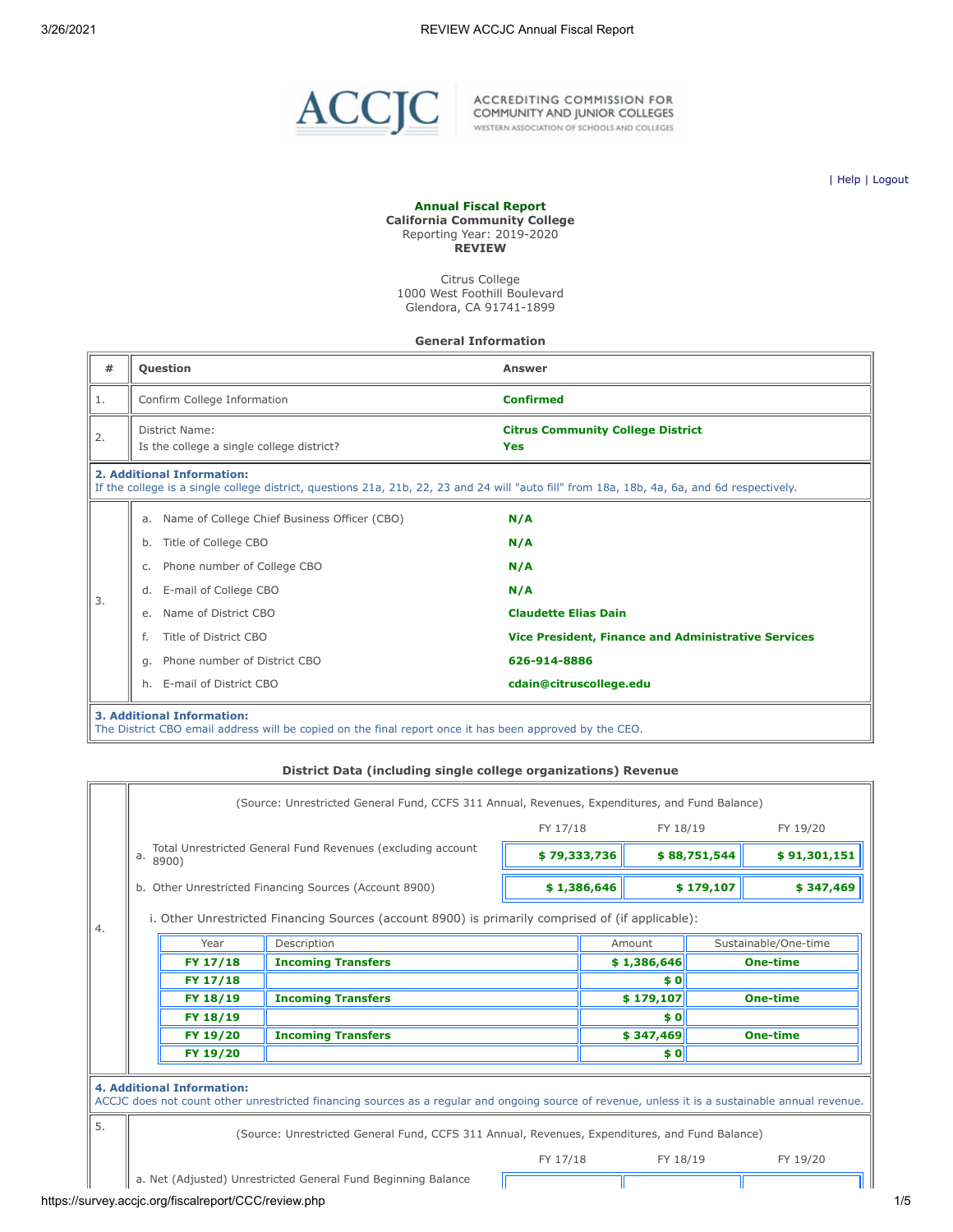**Annual Fiscal Report**
**California Community College**
Reporting Year: 2019-2020
**REVIEW**

Citrus College
1000 West Foothill Boulevard
Glendora, CA 91741-1899

### General Information

| # | Question | Answer |
|---|---|---|
| 1. | Confirm College Information | **Confirmed** |
| 2. | District Name:<br>Is the college a single college district? | **Citrus Community College District**<br>**Yes** |

**2. Additional Information:**
If the college is a single college district, questions 21a, 21b, 22, 23 and 24 will "auto fill" from 18a, 18b, 4a, 6a, and 6d respectively.

| # | Question | Answer |
|---|---|---|
| 3. | a. Name of College Chief Business Officer (CBO) | **N/A** |
| | b. Title of College CBO | **N/A** |
| | c. Phone number of College CBO | **N/A** |
| | d. E-mail of College CBO | **N/A** |
| | e. Name of District CBO | **Claudette Elias Dain** |
| | f. Title of District CBO | **Vice President, Finance and Administrative Services** |
| | g. Phone number of District CBO | **626-914-8886** |
| | h. E-mail of District CBO | **cdain@citruscollege.edu** |

**3. Additional Information:**
The District CBO email address will be copied on the final report once it has been approved by the CEO.

### District Data (including single college organizations) Revenue

4.

(Source: Unrestricted General Fund, CCFS 311 Annual, Revenues, Expenditures, and Fund Balance)

| | FY 17/18 | FY 18/19 | FY 19/20 |
|---|---|---|---|
| a. Total Unrestricted General Fund Revenues (excluding account 8900) | **$ 79,333,736** | **$ 88,751,544** | **$ 91,301,151** |
| b. Other Unrestricted Financing Sources (Account 8900) | **$ 1,386,646** | **$ 179,107** | **$ 347,469** |

i. Other Unrestricted Financing Sources (account 8900) is primarily comprised of (if applicable):

| Year | Description | Amount | Sustainable/One-time |
|---|---|---|---|
| **FY 17/18** | **Incoming Transfers** | **$ 1,386,646** | **One-time** |
| **FY 17/18** | | **$ 0** | |
| **FY 18/19** | **Incoming Transfers** | **$ 179,107** | **One-time** |
| **FY 18/19** | | **$ 0** | |
| **FY 19/20** | **Incoming Transfers** | **$ 347,469** | **One-time** |
| **FY 19/20** | | **$ 0** | |

**4. Additional Information:**
ACCJC does not count other unrestricted financing sources as a regular and ongoing source of revenue, unless it is a sustainable annual revenue.

5.

(Source: Unrestricted General Fund, CCFS 311 Annual, Revenues, Expenditures, and Fund Balance)

| | FY 17/18 | FY 18/19 | FY 19/20 |
|---|---|---|---|
| a. Net (Adjusted) Unrestricted General Fund Beginning Balance | | | |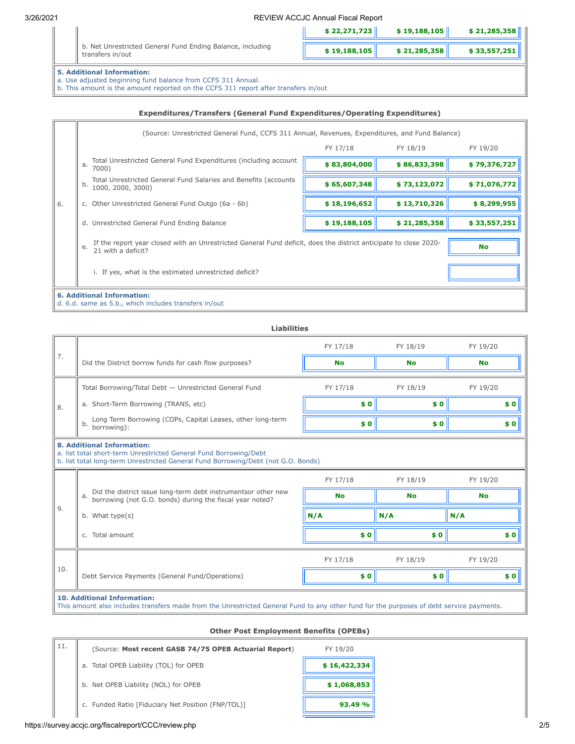| | | | | |
|---|---|---|---|---|
| | | $ 22,271,723 | $ 19,188,105 | $ 21,285,358 |
| | b. Net Unrestricted General Fund Ending Balance, including transfers in/out | $ 19,188,105 | $ 21,285,358 | $ 33,557,251 |

**5. Additional Information:**
a. Use adjusted beginning fund balance from CCFS 311 Annual.
b. This amount is the amount reported on the CCFS 311 report after transfers in/out

### Expenditures/Transfers (General Fund Expenditures/Operating Expenditures)

(Source: Unrestricted General Fund, CCFS 311 Annual, Revenues, Expenditures, and Fund Balance)

| 6. | | FY 17/18 | FY 18/19 | FY 19/20 |
|---|---|---|---|---|
| | a. Total Unrestricted General Fund Expenditures (including account 7000) | $ 83,804,000 | $ 86,833,398 | $ 79,376,727 |
| | b. Total Unrestricted General Fund Salaries and Benefits (accounts 1000, 2000, 3000) | $ 65,607,348 | $ 73,123,072 | $ 71,076,772 |
| | c. Other Unrestricted General Fund Outgo (6a - 6b) | $ 18,196,652 | $ 13,710,326 | $ 8,299,955 |
| | d. Unrestricted General Fund Ending Balance | $ 19,188,105 | $ 21,285,358 | $ 33,557,251 |
| | e. If the report year closed with an Unrestricted General Fund deficit, does the district anticipate to close 2020-21 with a deficit? | | | No |
| | i. If yes, what is the estimated unrestricted deficit? | | | |

**6. Additional Information:**
d. 6.d. same as 5.b., which includes transfers in/out

### Liabilities

| 7. | | FY 17/18 | FY 18/19 | FY 19/20 |
|---|---|---|---|---|
| | Did the District borrow funds for cash flow purposes? | No | No | No |

| 8. | Total Borrowing/Total Debt — Unrestricted General Fund | FY 17/18 | FY 18/19 | FY 19/20 |
|---|---|---|---|---|
| | a. Short-Term Borrowing (TRANS, etc) | $ 0 | $ 0 | $ 0 |
| | b. Long Term Borrowing (COPs, Capital Leases, other long-term borrowing): | $ 0 | $ 0 | $ 0 |

**8. Additional Information:**
a. list total short-term Unrestricted General Fund Borrowing/Debt
b. list total long-term Unrestricted General Fund Borrowing/Debt (not G.O. Bonds)

| 9. | | FY 17/18 | FY 18/19 | FY 19/20 |
|---|---|---|---|---|
| | a. Did the district issue long-term debt instrumentsor other new borrowing (not G.O. bonds) during the fiscal year noted? | No | No | No |
| | b. What type(s) | N/A | N/A | N/A |
| | c. Total amount | $ 0 | $ 0 | $ 0 |

| 10. | | FY 17/18 | FY 18/19 | FY 19/20 |
|---|---|---|---|---|
| | Debt Service Payments (General Fund/Operations) | $ 0 | $ 0 | $ 0 |

**10. Additional Information:**
This amount also includes transfers made from the Unrestricted General Fund to any other fund for the purposes of debt service payments.

### Other Post Employment Benefits (OPEBs)

| 11. | (Source: **Most recent GASB 74/75 OPEB Actuarial Report**) | FY 19/20 |
|---|---|---|
| | a. Total OPEB Liability (TOL) for OPEB | $ 16,422,334 |
| | b. Net OPEB Liability (NOL) for OPEB | $ 1,068,853 |
| | c. Funded Ratio [Fiduciary Net Position (FNP/TOL)] | 93.49 % |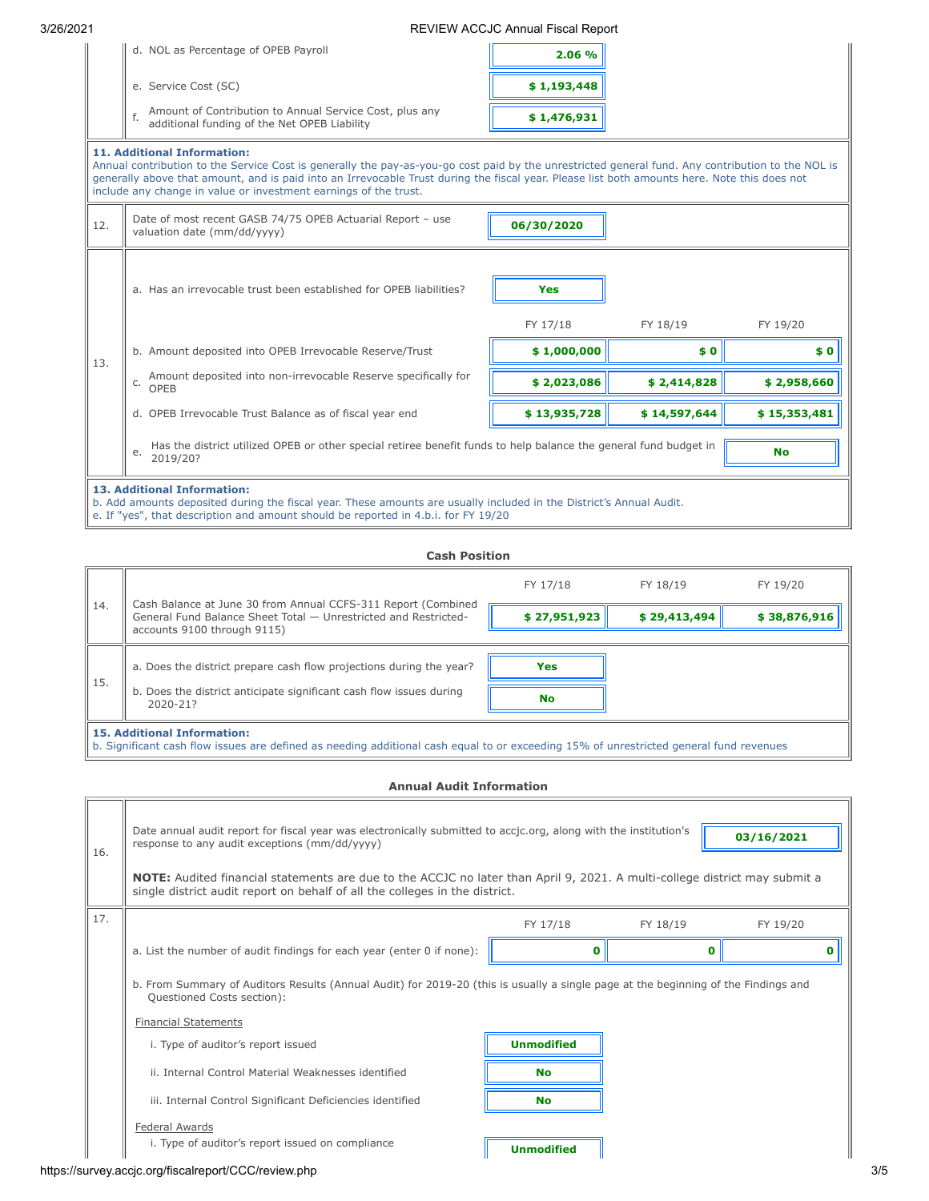| | | | | |
|---|---|---|---|---|
| | d. NOL as Percentage of OPEB Payroll | 2.06 % | | |
| | e. Service Cost (SC) | $ 1,193,448 | | |
| | f. Amount of Contribution to Annual Service Cost, plus any additional funding of the Net OPEB Liability | $ 1,476,931 | | |

**11. Additional Information:**
Annual contribution to the Service Cost is generally the pay-as-you-go cost paid by the unrestricted general fund. Any contribution to the NOL is generally above that amount, and is paid into an Irrevocable Trust during the fiscal year. Please list both amounts here. Note this does not include any change in value or investment earnings of the trust.

| | | | | |
|---|---|---|---|---|
| 12. | Date of most recent GASB 74/75 OPEB Actuarial Report – use valuation date (mm/dd/yyyy) | 06/30/2020 | | |
| 13. | a. Has an irrevocable trust been established for OPEB liabilities? | Yes | | |
| | | FY 17/18 | FY 18/19 | FY 19/20 |
| | b. Amount deposited into OPEB Irrevocable Reserve/Trust | $ 1,000,000 | $ 0 | $ 0 |
| | c. Amount deposited into non-irrevocable Reserve specifically for OPEB | $ 2,023,086 | $ 2,414,828 | $ 2,958,660 |
| | d. OPEB Irrevocable Trust Balance as of fiscal year end | $ 13,935,728 | $ 14,597,644 | $ 15,353,481 |
| | e. Has the district utilized OPEB or other special retiree benefit funds to help balance the general fund budget in 2019/20? | | | No |

**13. Additional Information:**
b. Add amounts deposited during the fiscal year. These amounts are usually included in the District's Annual Audit.
e. If "yes", that description and amount should be reported in 4.b.i. for FY 19/20

**Cash Position**

| | | FY 17/18 | FY 18/19 | FY 19/20 |
|---|---|---|---|---|
| 14. | Cash Balance at June 30 from Annual CCFS-311 Report (Combined General Fund Balance Sheet Total — Unrestricted and Restricted-accounts 9100 through 9115) | $ 27,951,923 | $ 29,413,494 | $ 38,876,916 |
| 15. | a. Does the district prepare cash flow projections during the year? | Yes | | |
| | b. Does the district anticipate significant cash flow issues during 2020-21? | No | | |

**15. Additional Information:**
b. Significant cash flow issues are defined as needing additional cash equal to or exceeding 15% of unrestricted general fund revenues

**Annual Audit Information**

| | | | | |
|---|---|---|---|---|
| 16. | Date annual audit report for fiscal year was electronically submitted to accjc.org, along with the institution's response to any audit exceptions (mm/dd/yyyy) | | | 03/16/2021 |
| | **NOTE:** Audited financial statements are due to the ACCJC no later than April 9, 2021. A multi-college district may submit a single district audit report on behalf of all the colleges in the district. | | | |
| 17. | | FY 17/18 | FY 18/19 | FY 19/20 |
| | a. List the number of audit findings for each year (enter 0 if none): | 0 | 0 | 0 |

b. From Summary of Auditors Results (Annual Audit) for 2019-20 (this is usually a single page at the beginning of the Findings and Questioned Costs section):

Financial Statements

| | |
|---|---|
| i. Type of auditor's report issued | Unmodified |
| ii. Internal Control Material Weaknesses identified | No |
| iii. Internal Control Significant Deficiencies identified | No |

Federal Awards

| | |
|---|---|
| i. Type of auditor's report issued on compliance | Unmodified |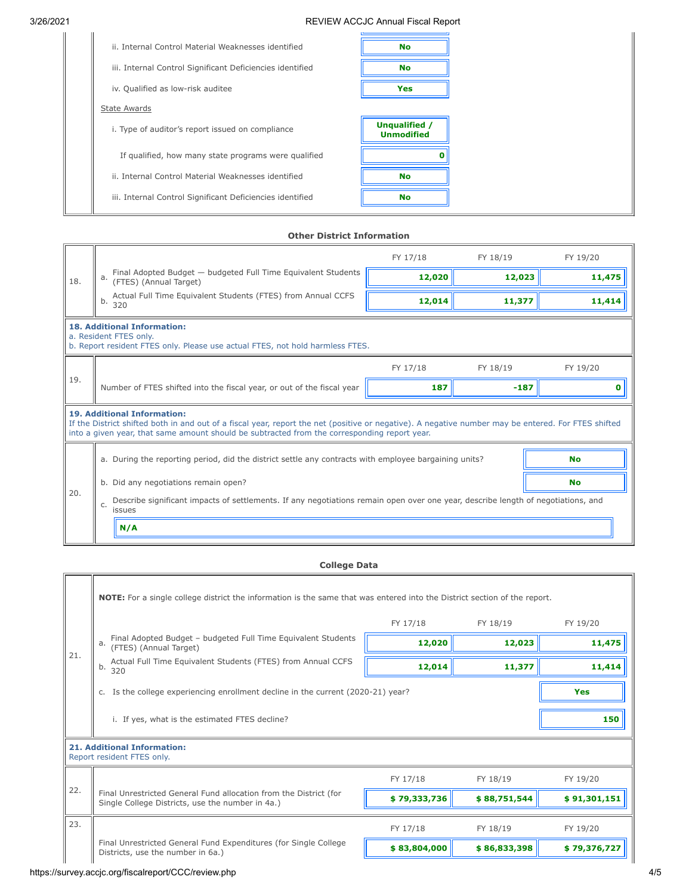ii. Internal Control Material Weaknesses identified: **No**

iii. Internal Control Significant Deficiencies identified: **No**

iv. Qualified as low-risk auditee: **Yes**

State Awards

i. Type of auditor's report issued on compliance: **Unqualified / Unmodified**

If qualified, how many state programs were qualified: **0**

ii. Internal Control Material Weaknesses identified: **No**

iii. Internal Control Significant Deficiencies identified: **No**

### Other District Information

| | | FY 17/18 | FY 18/19 | FY 19/20 |
|---|---|---|---|---|
| 18. | a. Final Adopted Budget — budgeted Full Time Equivalent Students (FTES) (Annual Target) | 12,020 | 12,023 | 11,475 |
| | b. Actual Full Time Equivalent Students (FTES) from Annual CCFS 320 | 12,014 | 11,377 | 11,414 |

**18. Additional Information:**
a. Resident FTES only.
b. Report resident FTES only. Please use actual FTES, not hold harmless FTES.

| | | FY 17/18 | FY 18/19 | FY 19/20 |
|---|---|---|---|---|
| 19. | Number of FTES shifted into the fiscal year, or out of the fiscal year | 187 | -187 | 0 |

**19. Additional Information:**
If the District shifted both in and out of a fiscal year, report the net (positive or negative). A negative number may be entered. For FTES shifted into a given year, that same amount should be subtracted from the corresponding report year.

20.

a. During the reporting period, did the district settle any contracts with employee bargaining units? **No**

b. Did any negotiations remain open? **No**

c. Describe significant impacts of settlements. If any negotiations remain open over one year, describe length of negotiations, and issues

**N/A**

### College Data

**NOTE:** For a single college district the information is the same that was entered into the District section of the report.

| | | FY 17/18 | FY 18/19 | FY 19/20 |
|---|---|---|---|---|
| 21. | a. Final Adopted Budget – budgeted Full Time Equivalent Students (FTES) (Annual Target) | 12,020 | 12,023 | 11,475 |
| | b. Actual Full Time Equivalent Students (FTES) from Annual CCFS 320 | 12,014 | 11,377 | 11,414 |

c. Is the college experiencing enrollment decline in the current (2020-21) year? **Yes**

i. If yes, what is the estimated FTES decline? **150**

**21. Additional Information:**
Report resident FTES only.

| | | FY 17/18 | FY 18/19 | FY 19/20 |
|---|---|---|---|---|
| 22. | Final Unrestricted General Fund allocation from the District (for Single College Districts, use the number in 4a.) | $ 79,333,736 | $ 88,751,544 | $ 91,301,151 |
| 23. | Final Unrestricted General Fund Expenditures (for Single College Districts, use the number in 6a.) | $ 83,804,000 | $ 86,833,398 | $ 79,376,727 |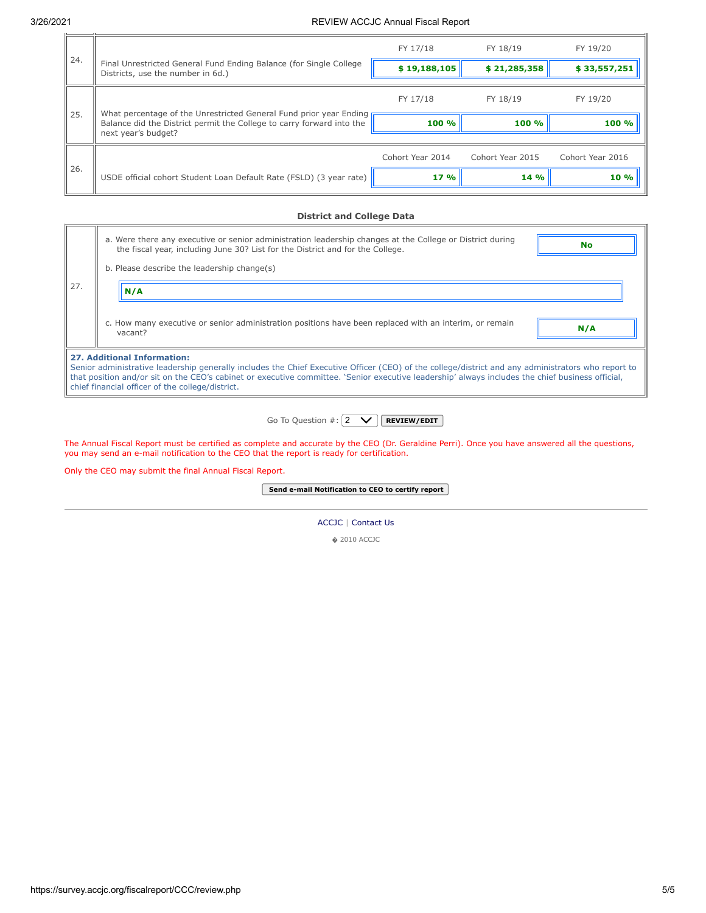| | | FY 17/18 | FY 18/19 | FY 19/20 |
|---|---|---|---|---|
| 24. | Final Unrestricted General Fund Ending Balance (for Single College Districts, use the number in 6d.) | $ 19,188,105 | $ 21,285,358 | $ 33,557,251 |
| | | **FY 17/18** | **FY 18/19** | **FY 19/20** |
| 25. | What percentage of the Unrestricted General Fund prior year Ending Balance did the District permit the College to carry forward into the next year's budget? | 100 % | 100 % | 100 % |
| | | **Cohort Year 2014** | **Cohort Year 2015** | **Cohort Year 2016** |
| 26. | USDE official cohort Student Loan Default Rate (FSLD) (3 year rate) | 17 % | 14 % | 10 % |

**District and College Data**

| | | |
|---|---|---|
| 27. | a. Were there any executive or senior administration leadership changes at the College or District during the fiscal year, including June 30? List for the District and for the College. | No |
| | b. Please describe the leadership change(s) | N/A |
| | c. How many executive or senior administration positions have been replaced with an interim, or remain vacant? | N/A |

**27. Additional Information:**
Senior administrative leadership generally includes the Chief Executive Officer (CEO) of the college/district and any administrators who report to that position and/or sit on the CEO's cabinet or executive committee. 'Senior executive leadership' always includes the chief business official, chief financial officer of the college/district.

Go To Question #: 2 REVIEW/EDIT

The Annual Fiscal Report must be certified as complete and accurate by the CEO (Dr. Geraldine Perri). Once you have answered all the questions, you may send an e-mail notification to the CEO that the report is ready for certification.

Only the CEO may submit the final Annual Fiscal Report.

Send e-mail Notification to CEO to certify report

ACCJC | Contact Us

� 2010 ACCJC